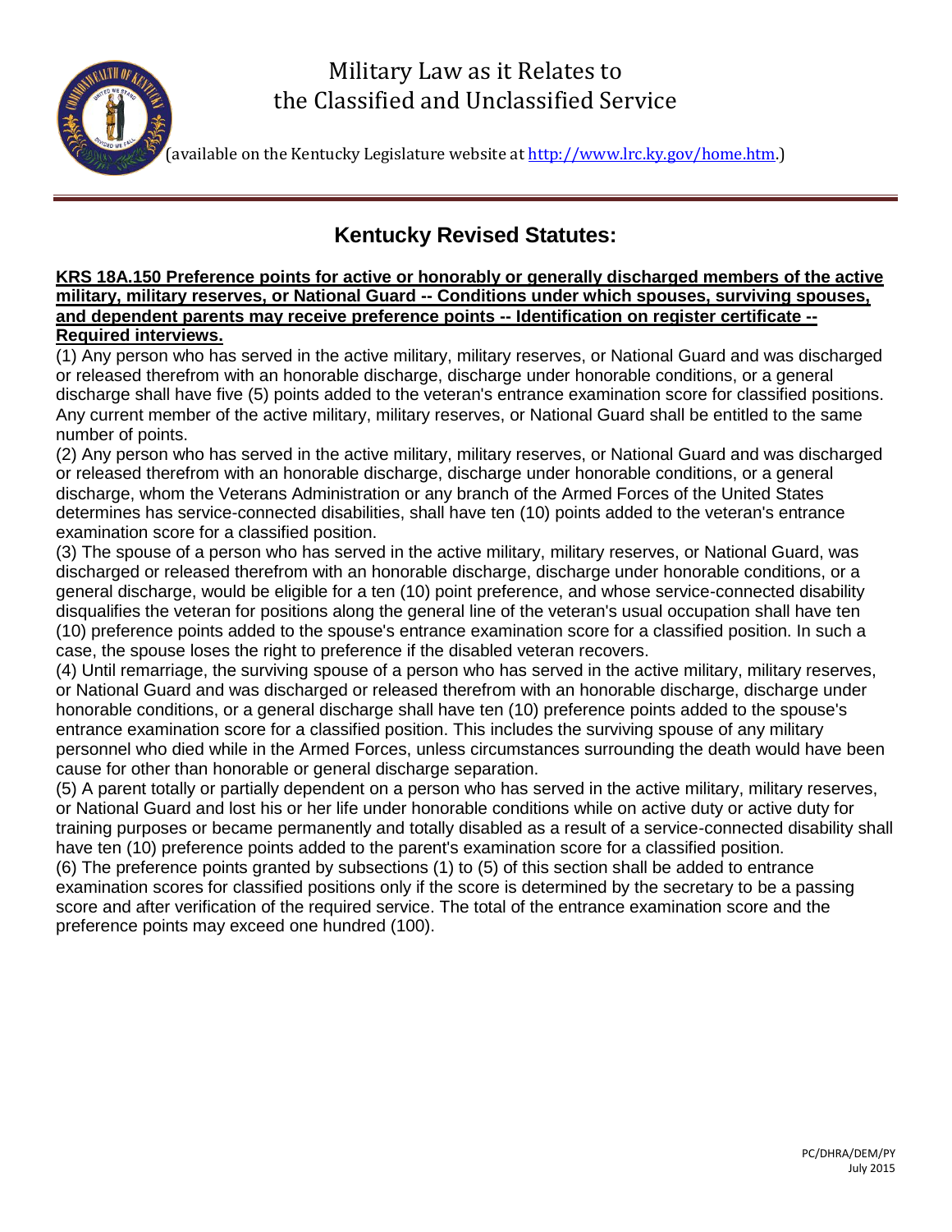# Military Law as it Relates to the Classified and Unclassified Service

(available on the Kentucky Legislature website at [http://www.lrc.ky.gov/home.htm](http://www.lrc.ky.gov/home.htm).)

## Kentucky Revised Statutes:

**KRS 18A.150 Preference points for active or honorably or generally discharged members of the active military, military reserves, or National Guard -- Conditions under which spouses, surviving spouses, and dependent parents may receive preference points -- Identification on register certificate -- Required interviews.**

(1) Any person who has served in the active military, military reserves, or National Guard and was discharged or released therefrom with an honorable discharge, discharge under honorable conditions, or a general discharge shall have five (5) points added to the veteran's entrance examination score for classified positions. Any current member of the active military, military reserves, or National Guard shall be entitled to the same number of points.

(2) Any person who has served in the active military, military reserves, or National Guard and was discharged or released therefrom with an honorable discharge, discharge under honorable conditions, or a general discharge, whom the Veterans Administration or any branch of the Armed Forces of the United States determines has service-connected disabilities, shall have ten (10) points added to the veteran's entrance examination score for a classified position.

(3) The spouse of a person who has served in the active military, military reserves, or National Guard, was discharged or released therefrom with an honorable discharge, discharge under honorable conditions, or a general discharge, would be eligible for a ten (10) point preference, and whose service-connected disability disqualifies the veteran for positions along the general line of the veteran's usual occupation shall have ten (10) preference points added to the spouse's entrance examination score for a classified position. In such a case, the spouse loses the right to preference if the disabled veteran recovers.

(4) Until remarriage, the surviving spouse of a person who has served in the active military, military reserves, or National Guard and was discharged or released therefrom with an honorable discharge, discharge under honorable conditions, or a general discharge shall have ten (10) preference points added to the spouse's entrance examination score for a classified position. This includes the surviving spouse of any military personnel who died while in the Armed Forces, unless circumstances surrounding the death would have been cause for other than honorable or general discharge separation.

(5) A parent totally or partially dependent on a person who has served in the active military, military reserves, or National Guard and lost his or her life under honorable conditions while on active duty or active duty for training purposes or became permanently and totally disabled as a result of a service-connected disability shall have ten (10) preference points added to the parent's examination score for a classified position.

(6) The preference points granted by subsections (1) to (5) of this section shall be added to entrance examination scores for classified positions only if the score is determined by the secretary to be a passing score and after verification of the required service. The total of the entrance examination score and the preference points may exceed one hundred (100).

PC/DHRA/DEM/PY
July 2015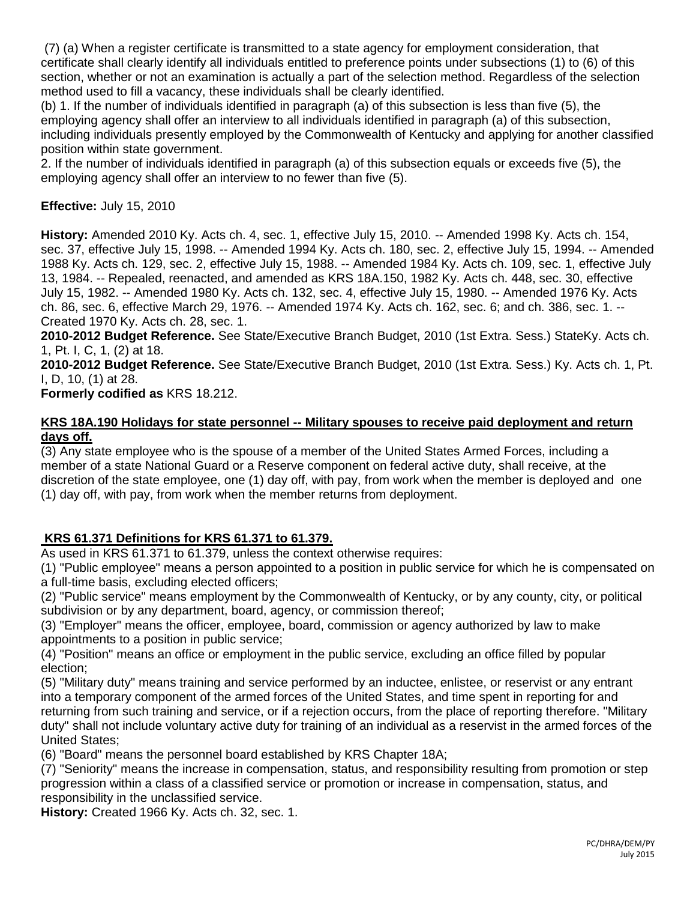(7) (a) When a register certificate is transmitted to a state agency for employment consideration, that certificate shall clearly identify all individuals entitled to preference points under subsections (1) to (6) of this section, whether or not an examination is actually a part of the selection method. Regardless of the selection method used to fill a vacancy, these individuals shall be clearly identified.

(b) 1. If the number of individuals identified in paragraph (a) of this subsection is less than five (5), the employing agency shall offer an interview to all individuals identified in paragraph (a) of this subsection, including individuals presently employed by the Commonwealth of Kentucky and applying for another classified position within state government.

2. If the number of individuals identified in paragraph (a) of this subsection equals or exceeds five (5), the employing agency shall offer an interview to no fewer than five (5).

**Effective:** July 15, 2010

**History:** Amended 2010 Ky. Acts ch. 4, sec. 1, effective July 15, 2010. -- Amended 1998 Ky. Acts ch. 154, sec. 37, effective July 15, 1998. -- Amended 1994 Ky. Acts ch. 180, sec. 2, effective July 15, 1994. -- Amended 1988 Ky. Acts ch. 129, sec. 2, effective July 15, 1988. -- Amended 1984 Ky. Acts ch. 109, sec. 1, effective July 13, 1984. -- Repealed, reenacted, and amended as KRS 18A.150, 1982 Ky. Acts ch. 448, sec. 30, effective July 15, 1982. -- Amended 1980 Ky. Acts ch. 132, sec. 4, effective July 15, 1980. -- Amended 1976 Ky. Acts ch. 86, sec. 6, effective March 29, 1976. -- Amended 1974 Ky. Acts ch. 162, sec. 6; and ch. 386, sec. 1. -- Created 1970 Ky. Acts ch. 28, sec. 1.

**2010-2012 Budget Reference.** See State/Executive Branch Budget, 2010 (1st Extra. Sess.) StateKy. Acts ch. 1, Pt. I, C, 1, (2) at 18.

**2010-2012 Budget Reference.** See State/Executive Branch Budget, 2010 (1st Extra. Sess.) Ky. Acts ch. 1, Pt. I, D, 10, (1) at 28.

**Formerly codified as** KRS 18.212.

## KRS 18A.190 Holidays for state personnel -- Military spouses to receive paid deployment and return days off.

(3) Any state employee who is the spouse of a member of the United States Armed Forces, including a member of a state National Guard or a Reserve component on federal active duty, shall receive, at the discretion of the state employee, one (1) day off, with pay, from work when the member is deployed and one (1) day off, with pay, from work when the member returns from deployment.

## KRS 61.371 Definitions for KRS 61.371 to 61.379.

As used in KRS 61.371 to 61.379, unless the context otherwise requires:

(1) "Public employee" means a person appointed to a position in public service for which he is compensated on a full-time basis, excluding elected officers;

(2) "Public service" means employment by the Commonwealth of Kentucky, or by any county, city, or political subdivision or by any department, board, agency, or commission thereof;

(3) "Employer" means the officer, employee, board, commission or agency authorized by law to make appointments to a position in public service;

(4) "Position" means an office or employment in the public service, excluding an office filled by popular election;

(5) "Military duty" means training and service performed by an inductee, enlistee, or reservist or any entrant into a temporary component of the armed forces of the United States, and time spent in reporting for and returning from such training and service, or if a rejection occurs, from the place of reporting therefore. "Military duty" shall not include voluntary active duty for training of an individual as a reservist in the armed forces of the United States;

(6) "Board" means the personnel board established by KRS Chapter 18A;

(7) "Seniority" means the increase in compensation, status, and responsibility resulting from promotion or step progression within a class of a classified service or promotion or increase in compensation, status, and responsibility in the unclassified service.

**History:** Created 1966 Ky. Acts ch. 32, sec. 1.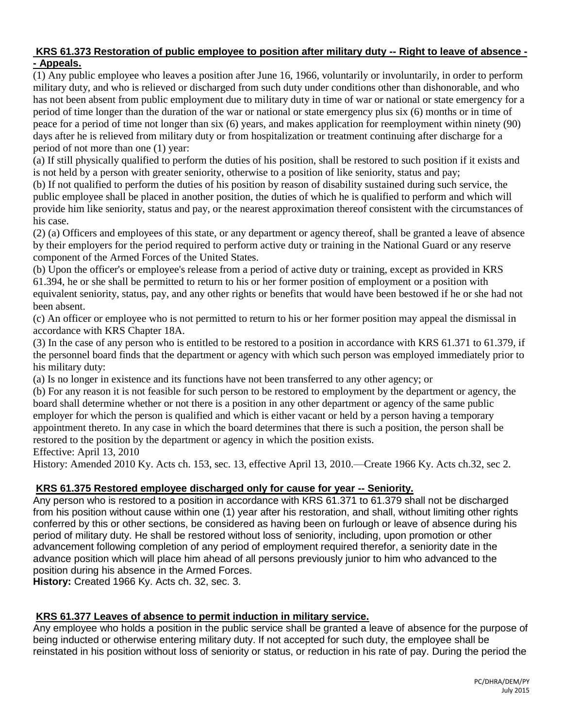## KRS 61.373 Restoration of public employee to position after military duty -- Right to leave of absence -- Appeals.

(1) Any public employee who leaves a position after June 16, 1966, voluntarily or involuntarily, in order to perform military duty, and who is relieved or discharged from such duty under conditions other than dishonorable, and who has not been absent from public employment due to military duty in time of war or national or state emergency for a period of time longer than the duration of the war or national or state emergency plus six (6) months or in time of peace for a period of time not longer than six (6) years, and makes application for reemployment within ninety (90) days after he is relieved from military duty or from hospitalization or treatment continuing after discharge for a period of not more than one (1) year:

(a) If still physically qualified to perform the duties of his position, shall be restored to such position if it exists and is not held by a person with greater seniority, otherwise to a position of like seniority, status and pay;

(b) If not qualified to perform the duties of his position by reason of disability sustained during such service, the public employee shall be placed in another position, the duties of which he is qualified to perform and which will provide him like seniority, status and pay, or the nearest approximation thereof consistent with the circumstances of his case.

(2) (a) Officers and employees of this state, or any department or agency thereof, shall be granted a leave of absence by their employers for the period required to perform active duty or training in the National Guard or any reserve component of the Armed Forces of the United States.

(b) Upon the officer's or employee's release from a period of active duty or training, except as provided in KRS 61.394, he or she shall be permitted to return to his or her former position of employment or a position with equivalent seniority, status, pay, and any other rights or benefits that would have been bestowed if he or she had not been absent.

(c) An officer or employee who is not permitted to return to his or her former position may appeal the dismissal in accordance with KRS Chapter 18A.

(3) In the case of any person who is entitled to be restored to a position in accordance with KRS 61.371 to 61.379, if the personnel board finds that the department or agency with which such person was employed immediately prior to his military duty:

(a) Is no longer in existence and its functions have not been transferred to any other agency; or

(b) For any reason it is not feasible for such person to be restored to employment by the department or agency, the board shall determine whether or not there is a position in any other department or agency of the same public employer for which the person is qualified and which is either vacant or held by a person having a temporary appointment thereto. In any case in which the board determines that there is such a position, the person shall be restored to the position by the department or agency in which the position exists.

Effective: April 13, 2010

History: Amended 2010 Ky. Acts ch. 153, sec. 13, effective April 13, 2010.—Create 1966 Ky. Acts ch.32, sec 2.

## KRS 61.375 Restored employee discharged only for cause for year -- Seniority.

Any person who is restored to a position in accordance with KRS 61.371 to 61.379 shall not be discharged from his position without cause within one (1) year after his restoration, and shall, without limiting other rights conferred by this or other sections, be considered as having been on furlough or leave of absence during his period of military duty. He shall be restored without loss of seniority, including, upon promotion or other advancement following completion of any period of employment required therefor, a seniority date in the advance position which will place him ahead of all persons previously junior to him who advanced to the position during his absence in the Armed Forces.

**History:** Created 1966 Ky. Acts ch. 32, sec. 3.

## KRS 61.377 Leaves of absence to permit induction in military service.

Any employee who holds a position in the public service shall be granted a leave of absence for the purpose of being inducted or otherwise entering military duty. If not accepted for such duty, the employee shall be reinstated in his position without loss of seniority or status, or reduction in his rate of pay. During the period the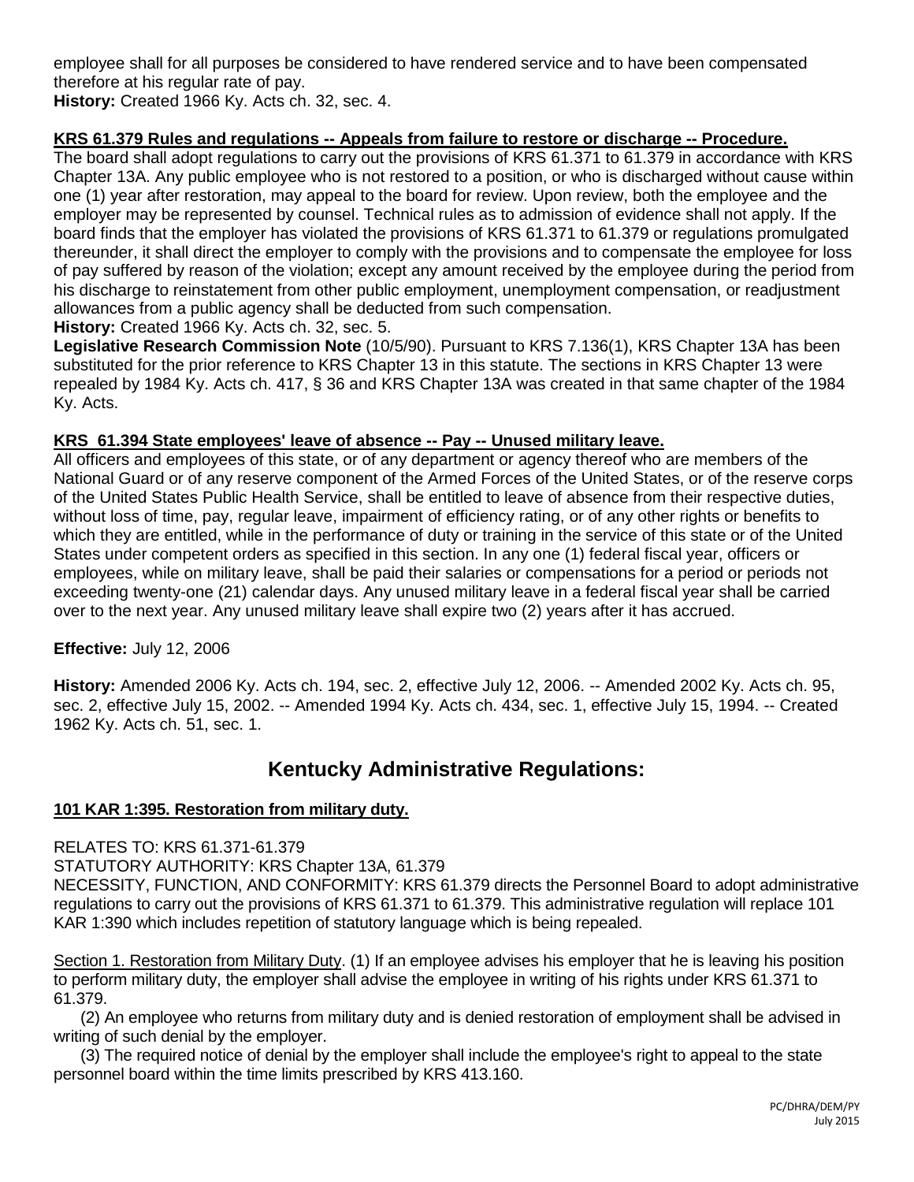employee shall for all purposes be considered to have rendered service and to have been compensated therefore at his regular rate of pay.
**History:** Created 1966 Ky. Acts ch. 32, sec. 4.

**KRS 61.379 Rules and regulations -- Appeals from failure to restore or discharge -- Procedure.**

The board shall adopt regulations to carry out the provisions of KRS 61.371 to 61.379 in accordance with KRS Chapter 13A. Any public employee who is not restored to a position, or who is discharged without cause within one (1) year after restoration, may appeal to the board for review. Upon review, both the employee and the employer may be represented by counsel. Technical rules as to admission of evidence shall not apply. If the board finds that the employer has violated the provisions of KRS 61.371 to 61.379 or regulations promulgated thereunder, it shall direct the employer to comply with the provisions and to compensate the employee for loss of pay suffered by reason of the violation; except any amount received by the employee during the period from his discharge to reinstatement from other public employment, unemployment compensation, or readjustment allowances from a public agency shall be deducted from such compensation.
**History:** Created 1966 Ky. Acts ch. 32, sec. 5.
**Legislative Research Commission Note** (10/5/90). Pursuant to KRS 7.136(1), KRS Chapter 13A has been substituted for the prior reference to KRS Chapter 13 in this statute. The sections in KRS Chapter 13 were repealed by 1984 Ky. Acts ch. 417, § 36 and KRS Chapter 13A was created in that same chapter of the 1984 Ky. Acts.

**KRS 61.394 State employees' leave of absence -- Pay -- Unused military leave.**

All officers and employees of this state, or of any department or agency thereof who are members of the National Guard or of any reserve component of the Armed Forces of the United States, or of the reserve corps of the United States Public Health Service, shall be entitled to leave of absence from their respective duties, without loss of time, pay, regular leave, impairment of efficiency rating, or of any other rights or benefits to which they are entitled, while in the performance of duty or training in the service of this state or of the United States under competent orders as specified in this section. In any one (1) federal fiscal year, officers or employees, while on military leave, shall be paid their salaries or compensations for a period or periods not exceeding twenty-one (21) calendar days. Any unused military leave in a federal fiscal year shall be carried over to the next year. Any unused military leave shall expire two (2) years after it has accrued.

**Effective:** July 12, 2006

**History:** Amended 2006 Ky. Acts ch. 194, sec. 2, effective July 12, 2006. -- Amended 2002 Ky. Acts ch. 95, sec. 2, effective July 15, 2002. -- Amended 1994 Ky. Acts ch. 434, sec. 1, effective July 15, 1994. -- Created 1962 Ky. Acts ch. 51, sec. 1.

## Kentucky Administrative Regulations:

**101 KAR 1:395. Restoration from military duty.**

RELATES TO: KRS 61.371-61.379
STATUTORY AUTHORITY: KRS Chapter 13A, 61.379
NECESSITY, FUNCTION, AND CONFORMITY: KRS 61.379 directs the Personnel Board to adopt administrative regulations to carry out the provisions of KRS 61.371 to 61.379. This administrative regulation will replace 101 KAR 1:390 which includes repetition of statutory language which is being repealed.

Section 1. Restoration from Military Duty. (1) If an employee advises his employer that he is leaving his position to perform military duty, the employer shall advise the employee in writing of his rights under KRS 61.371 to 61.379.

(2) An employee who returns from military duty and is denied restoration of employment shall be advised in writing of such denial by the employer.

(3) The required notice of denial by the employer shall include the employee's right to appeal to the state personnel board within the time limits prescribed by KRS 413.160.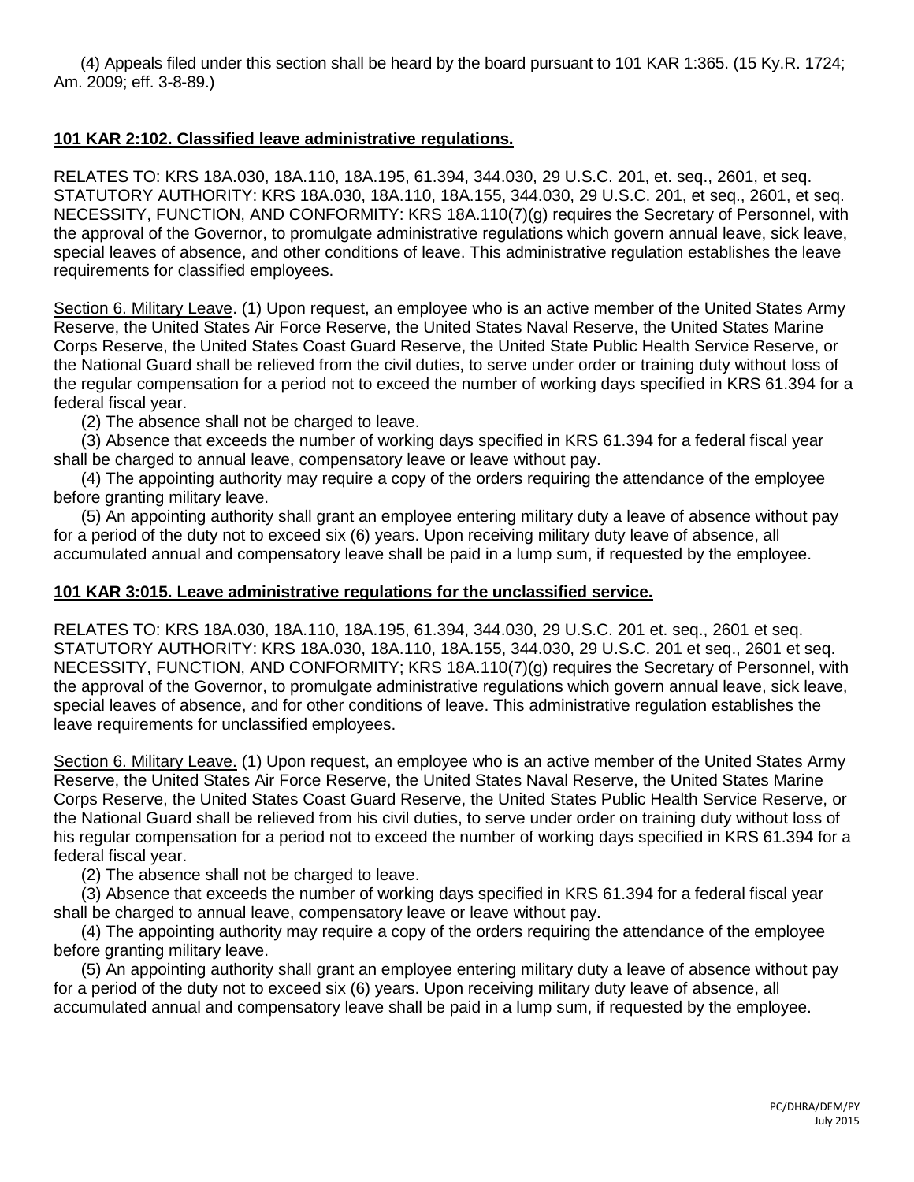(4) Appeals filed under this section shall be heard by the board pursuant to 101 KAR 1:365. (15 Ky.R. 1724; Am. 2009; eff. 3-8-89.)

**101 KAR 2:102. Classified leave administrative regulations.**

RELATES TO: KRS 18A.030, 18A.110, 18A.195, 61.394, 344.030, 29 U.S.C. 201, et. seq., 2601, et seq.
STATUTORY AUTHORITY: KRS 18A.030, 18A.110, 18A.155, 344.030, 29 U.S.C. 201, et seq., 2601, et seq.
NECESSITY, FUNCTION, AND CONFORMITY: KRS 18A.110(7)(g) requires the Secretary of Personnel, with the approval of the Governor, to promulgate administrative regulations which govern annual leave, sick leave, special leaves of absence, and other conditions of leave. This administrative regulation establishes the leave requirements for classified employees.

Section 6. Military Leave. (1) Upon request, an employee who is an active member of the United States Army Reserve, the United States Air Force Reserve, the United States Naval Reserve, the United States Marine Corps Reserve, the United States Coast Guard Reserve, the United State Public Health Service Reserve, or the National Guard shall be relieved from the civil duties, to serve under order or training duty without loss of the regular compensation for a period not to exceed the number of working days specified in KRS 61.394 for a federal fiscal year.

(2) The absence shall not be charged to leave.

(3) Absence that exceeds the number of working days specified in KRS 61.394 for a federal fiscal year shall be charged to annual leave, compensatory leave or leave without pay.

(4) The appointing authority may require a copy of the orders requiring the attendance of the employee before granting military leave.

(5) An appointing authority shall grant an employee entering military duty a leave of absence without pay for a period of the duty not to exceed six (6) years. Upon receiving military duty leave of absence, all accumulated annual and compensatory leave shall be paid in a lump sum, if requested by the employee.

**101 KAR 3:015. Leave administrative regulations for the unclassified service.**

RELATES TO: KRS 18A.030, 18A.110, 18A.195, 61.394, 344.030, 29 U.S.C. 201 et. seq., 2601 et seq.
STATUTORY AUTHORITY: KRS 18A.030, 18A.110, 18A.155, 344.030, 29 U.S.C. 201 et seq., 2601 et seq.
NECESSITY, FUNCTION, AND CONFORMITY; KRS 18A.110(7)(g) requires the Secretary of Personnel, with the approval of the Governor, to promulgate administrative regulations which govern annual leave, sick leave, special leaves of absence, and for other conditions of leave. This administrative regulation establishes the leave requirements for unclassified employees.

Section 6. Military Leave. (1) Upon request, an employee who is an active member of the United States Army Reserve, the United States Air Force Reserve, the United States Naval Reserve, the United States Marine Corps Reserve, the United States Coast Guard Reserve, the United States Public Health Service Reserve, or the National Guard shall be relieved from his civil duties, to serve under order on training duty without loss of his regular compensation for a period not to exceed the number of working days specified in KRS 61.394 for a federal fiscal year.

(2) The absence shall not be charged to leave.

(3) Absence that exceeds the number of working days specified in KRS 61.394 for a federal fiscal year shall be charged to annual leave, compensatory leave or leave without pay.

(4) The appointing authority may require a copy of the orders requiring the attendance of the employee before granting military leave.

(5) An appointing authority shall grant an employee entering military duty a leave of absence without pay for a period of the duty not to exceed six (6) years. Upon receiving military duty leave of absence, all accumulated annual and compensatory leave shall be paid in a lump sum, if requested by the employee.